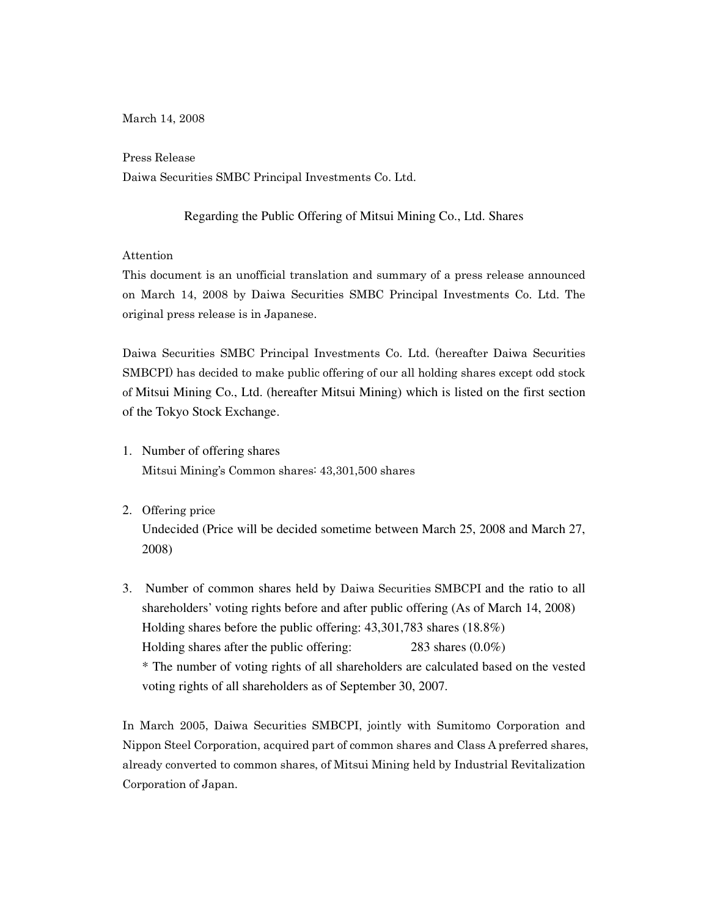March 14, 2008

Press Release
Daiwa Securities SMBC Principal Investments Co. Ltd.

## Regarding the Public Offering of Mitsui Mining Co., Ltd. Shares

Attention
This document is an unofficial translation and summary of a press release announced on March 14, 2008 by Daiwa Securities SMBC Principal Investments Co. Ltd. The original press release is in Japanese.

Daiwa Securities SMBC Principal Investments Co. Ltd. (hereafter Daiwa Securities SMBCPI) has decided to make public offering of our all holding shares except odd stock of Mitsui Mining Co., Ltd. (hereafter Mitsui Mining) which is listed on the first section of the Tokyo Stock Exchange.

1. Number of offering shares
   Mitsui Mining's Common shares: 43,301,500 shares

2. Offering price
   Undecided (Price will be decided sometime between March 25, 2008 and March 27, 2008)

3. Number of common shares held by Daiwa Securities SMBCPI and the ratio to all shareholders' voting rights before and after public offering (As of March 14, 2008)
   Holding shares before the public offering: 43,301,783 shares (18.8%)
   Holding shares after the public offering: 283 shares (0.0%)
   * The number of voting rights of all shareholders are calculated based on the vested voting rights of all shareholders as of September 30, 2007.

In March 2005, Daiwa Securities SMBCPI, jointly with Sumitomo Corporation and Nippon Steel Corporation, acquired part of common shares and Class A preferred shares, already converted to common shares, of Mitsui Mining held by Industrial Revitalization Corporation of Japan.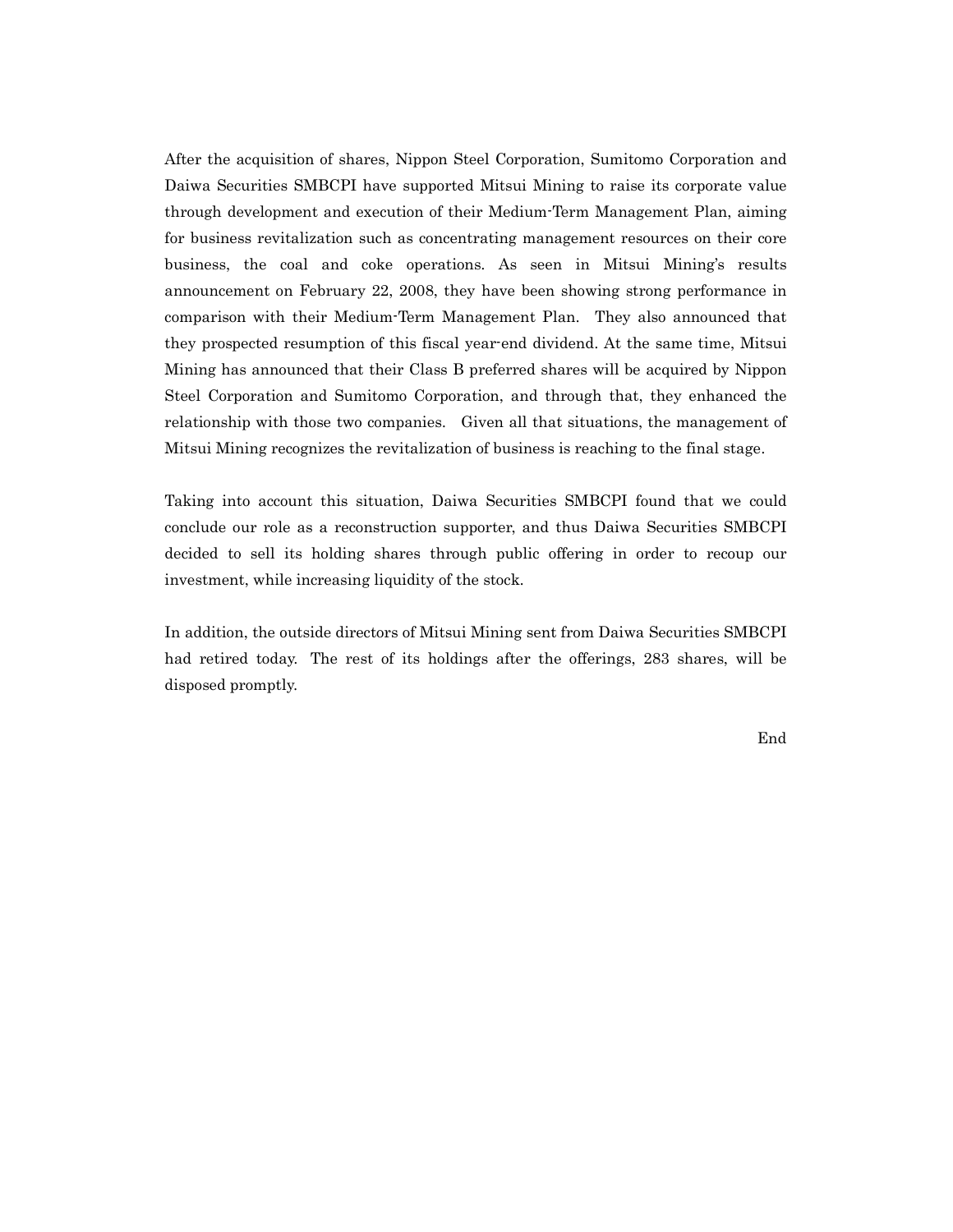After the acquisition of shares, Nippon Steel Corporation, Sumitomo Corporation and Daiwa Securities SMBCPI have supported Mitsui Mining to raise its corporate value through development and execution of their Medium-Term Management Plan, aiming for business revitalization such as concentrating management resources on their core business, the coal and coke operations. As seen in Mitsui Mining's results announcement on February 22, 2008, they have been showing strong performance in comparison with their Medium-Term Management Plan. They also announced that they prospected resumption of this fiscal year-end dividend. At the same time, Mitsui Mining has announced that their Class B preferred shares will be acquired by Nippon Steel Corporation and Sumitomo Corporation, and through that, they enhanced the relationship with those two companies. Given all that situations, the management of Mitsui Mining recognizes the revitalization of business is reaching to the final stage.

Taking into account this situation, Daiwa Securities SMBCPI found that we could conclude our role as a reconstruction supporter, and thus Daiwa Securities SMBCPI decided to sell its holding shares through public offering in order to recoup our investment, while increasing liquidity of the stock.

In addition, the outside directors of Mitsui Mining sent from Daiwa Securities SMBCPI had retired today. The rest of its holdings after the offerings, 283 shares, will be disposed promptly.

End